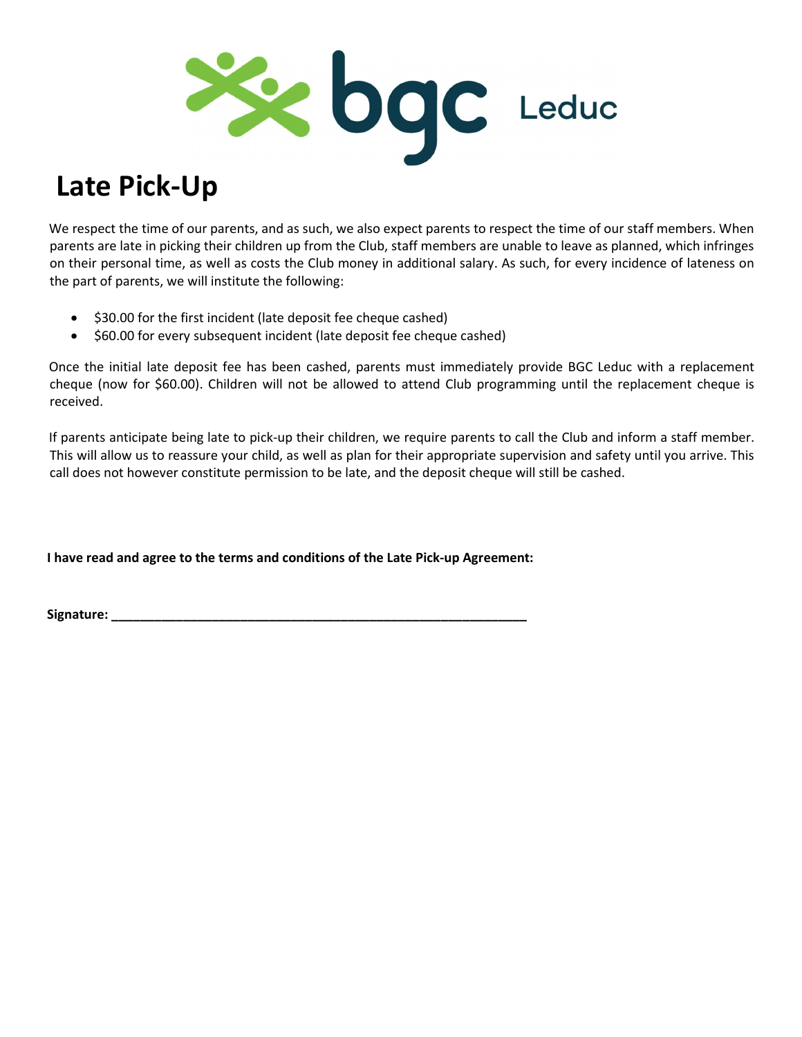bgc Leduc

# Late Pick-Up

We respect the time of our parents, and as such, we also expect parents to respect the time of our staff members. When parents are late in picking their children up from the Club, staff members are unable to leave as planned, which infringes on their personal time, as well as costs the Club money in additional salary. As such, for every incidence of lateness on the part of parents, we will institute the following:

- $30.00 for the first incident (late deposit fee cheque cashed)
- $60.00 for every subsequent incident (late deposit fee cheque cashed)

Once the initial late deposit fee has been cashed, parents must immediately provide BGC Leduc with a replacement cheque (now for $60.00). Children will not be allowed to attend Club programming until the replacement cheque is received.

If parents anticipate being late to pick-up their children, we require parents to call the Club and inform a staff member. This will allow us to reassure your child, as well as plan for their appropriate supervision and safety until you arrive. This call does not however constitute permission to be late, and the deposit cheque will still be cashed.

**I have read and agree to the terms and conditions of the Late Pick-up Agreement:**

**Signature:** ___________________________________________________________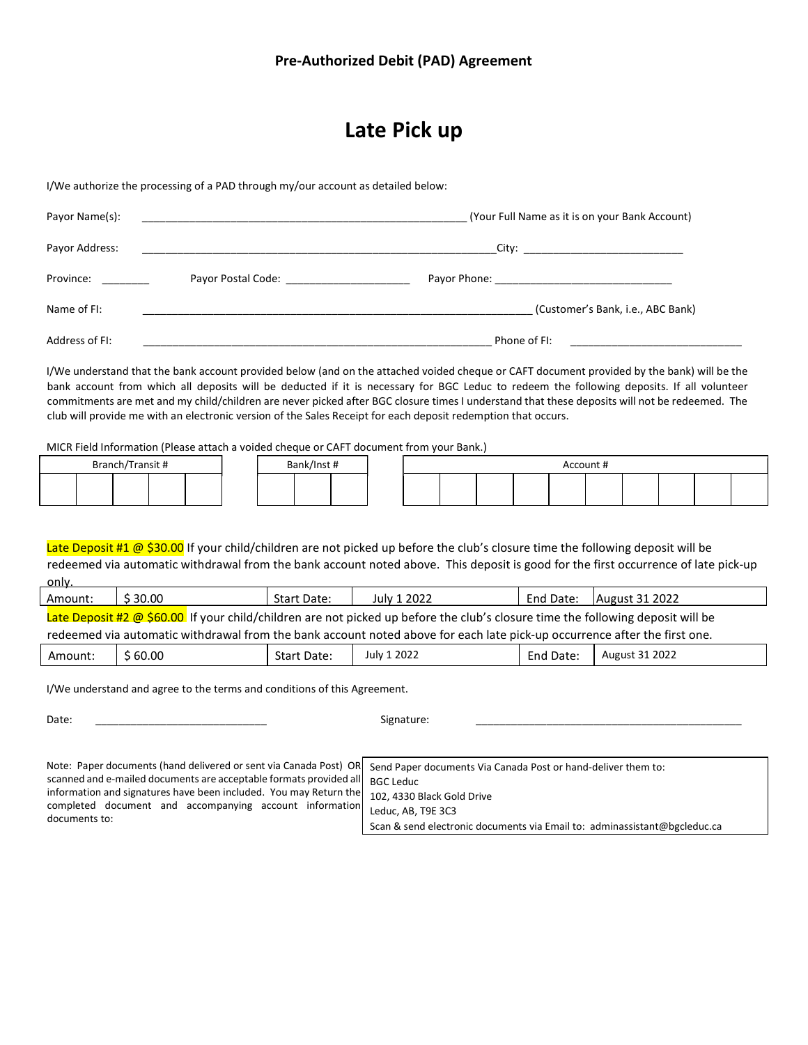**Pre-Authorized Debit (PAD) Agreement**

# Late Pick up

I/We authorize the processing of a PAD through my/our account as detailed below:

Payor Name(s): ________________________________________________ (Your Full Name as it is on your Bank Account)

Payor Address: ______________________________________________________ City: ___________________________

Province: ________ Payor Postal Code: ____________________ Payor Phone: _____________________________

Name of FI: ____________________________________________________________ (Customer's Bank, i.e., ABC Bank)

Address of FI: _____________________________________________________ Phone of FI: ____________________________

I/We understand that the bank account provided below (and on the attached voided cheque or CAFT document provided by the bank) will be the bank account from which all deposits will be deducted if it is necessary for BGC Leduc to redeem the following deposits. If all volunteer commitments are met and my child/children are never picked after BGC closure times I understand that these deposits will not be redeemed. The club will provide me with an electronic version of the Sales Receipt for each deposit redemption that occurs.

MICR Field Information (Please attach a voided cheque or CAFT document from your Bank.)

| Branch/Transit # | | | | | Bank/Inst # | | | Account # | | | | | | | | | |
|---|---|---|---|---|---|---|---|---|---|---|---|---|---|---|---|---|---|
| | | | | | | | | | | | | | | | | | |

Late Deposit #1 @ $30.00 If your child/children are not picked up before the club's closure time the following deposit will be redeemed via automatic withdrawal from the bank account noted above. This deposit is good for the first occurrence of late pick-up only.

| Amount: | $ 30.00 | Start Date: | July 1 2022 | End Date: | August 31 2022 |
|---|---|---|---|---|---|

Late Deposit #2 @ $60.00 If your child/children are not picked up before the club's closure time the following deposit will be redeemed via automatic withdrawal from the bank account noted above for each late pick-up occurrence after the first one.

| Amount: | $ 60.00 | Start Date: | July 1 2022 | End Date: | August 31 2022 |
|---|---|---|---|---|---|

I/We understand and agree to the terms and conditions of this Agreement.

Date: ____________________________ Signature: ____________________________________________

Note: Paper documents (hand delivered or sent via Canada Post) OR scanned and e-mailed documents are acceptable formats provided all information and signatures have been included. You may Return the completed document and accompanying account information documents to:

Send Paper documents Via Canada Post or hand-deliver them to:
BGC Leduc
102, 4330 Black Gold Drive
Leduc, AB, T9E 3C3
Scan & send electronic documents via Email to: adminassistant@bgcleduc.ca